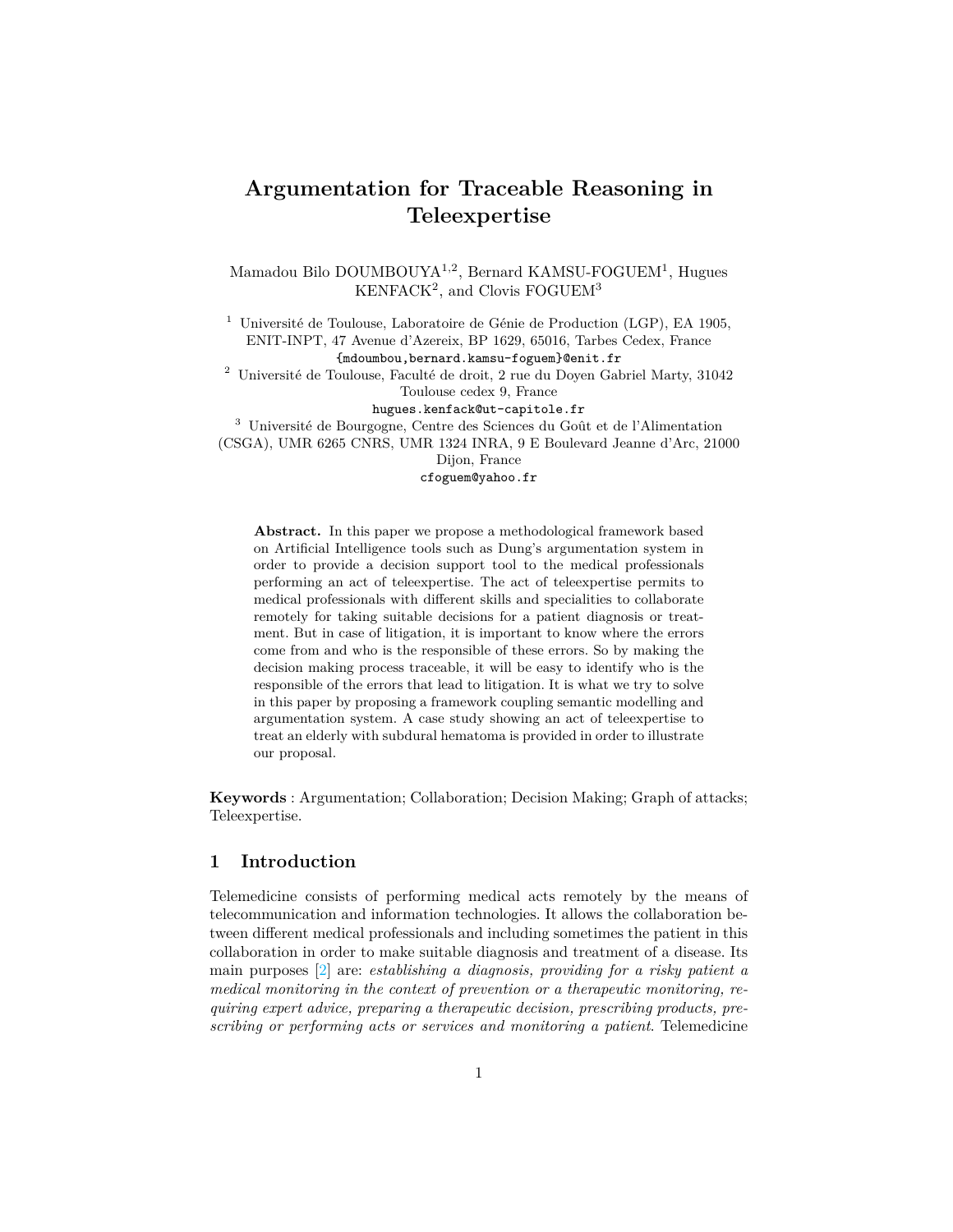# Argumentation for Traceable Reasoning in Teleexpertise

Mamadou Bilo DOUMBOUYA[1,2], Bernard KAMSU-FOGUEM[1], Hugues KENFACK[2], and Clovis FOGUEM[3]

[1] Université de Toulouse, Laboratoire de Génie de Production (LGP), EA 1905, ENIT-INPT, 47 Avenue d'Azereix, BP 1629, 65016, Tarbes Cedex, France
{mdoumbou,bernard.kamsu-foguem}@enit.fr

[2] Université de Toulouse, Faculté de droit, 2 rue du Doyen Gabriel Marty, 31042 Toulouse cedex 9, France
hugues.kenfack@ut-capitole.fr

[3] Université de Bourgogne, Centre des Sciences du Goût et de l'Alimentation (CSGA), UMR 6265 CNRS, UMR 1324 INRA, 9 E Boulevard Jeanne d'Arc, 21000 Dijon, France
cfoguem@yahoo.fr

**Abstract.** In this paper we propose a methodological framework based on Artificial Intelligence tools such as Dung's argumentation system in order to provide a decision support tool to the medical professionals performing an act of teleexpertise. The act of teleexpertise permits to medical professionals with different skills and specialities to collaborate remotely for taking suitable decisions for a patient diagnosis or treatment. But in case of litigation, it is important to know where the errors come from and who is the responsible of these errors. So by making the decision making process traceable, it will be easy to identify who is the responsible of the errors that lead to litigation. It is what we try to solve in this paper by proposing a framework coupling semantic modelling and argumentation system. A case study showing an act of teleexpertise to treat an elderly with subdural hematoma is provided in order to illustrate our proposal.

**Keywords** : Argumentation; Collaboration; Decision Making; Graph of attacks; Teleexpertise.

## 1 Introduction

Telemedicine consists of performing medical acts remotely by the means of telecommunication and information technologies. It allows the collaboration between different medical professionals and including sometimes the patient in this collaboration in order to make suitable diagnosis and treatment of a disease. Its main purposes [2] are: *establishing a diagnosis, providing for a risky patient a medical monitoring in the context of prevention or a therapeutic monitoring, requiring expert advice, preparing a therapeutic decision, prescribing products, prescribing or performing acts or services and monitoring a patient.* Telemedicine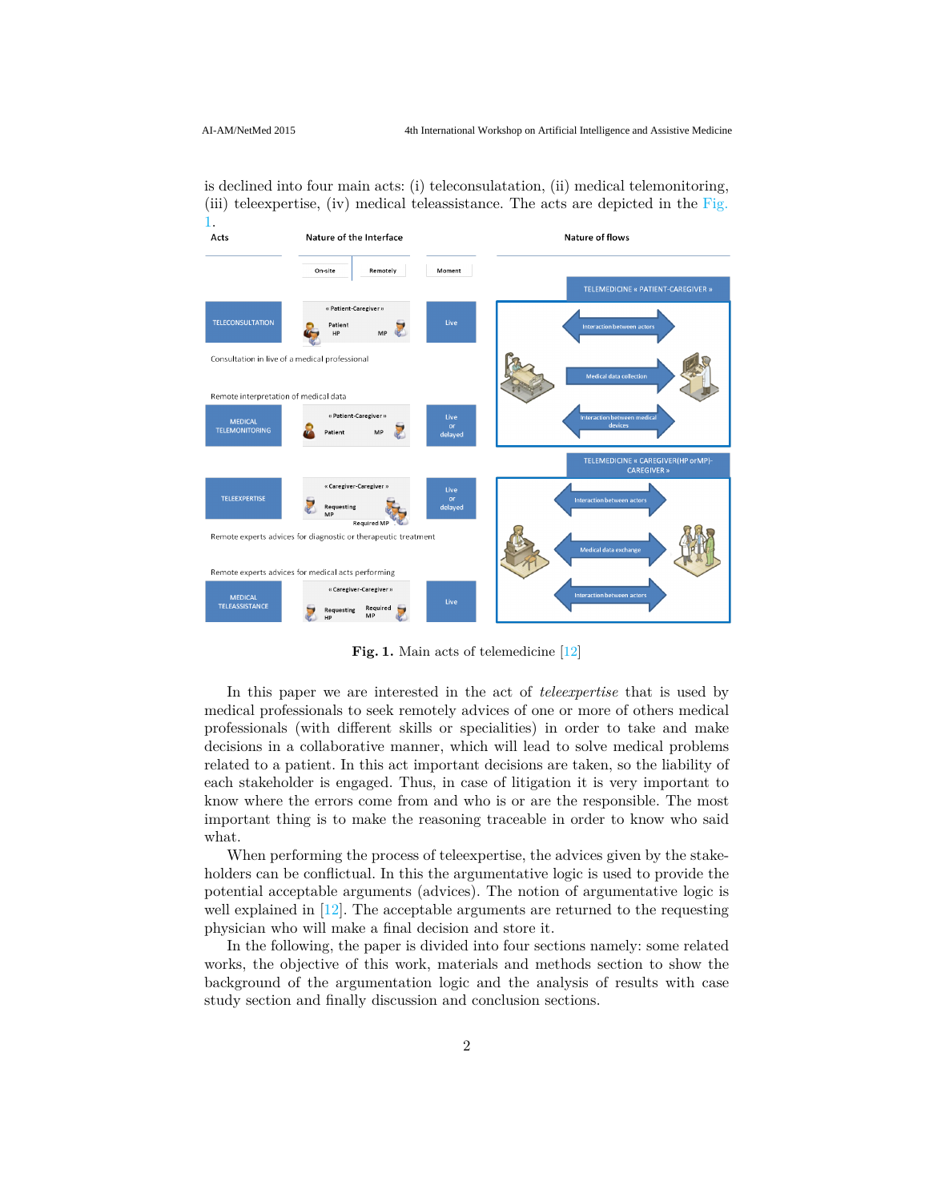is declined into four main acts: (i) teleconsulatation, (ii) medical telemonitoring, (iii) teleexpertise, (iv) medical teleassistance. The acts are depicted in the Fig. 1.

| Acts | Nature of the Interface | Moment |
|---|---|---|
| TELECONSULTATION | « Patient-Caregiver » Patient HP, MP | Live |
| Consultation in live of a medical professional | | |
| Remote interpretation of medical data | | |
| MEDICAL TELEMONITORING | « Patient-Caregiver » Patient, MP | Live or delayed |
| TELEEXPERTISE | « Caregiver-Caregiver » Requesting MP, Required MP | Live or delayed |
| Remote experts advices for diagnostic or therapeutic treatment | | |
| Remote experts advices for medical acts performing | | |
| MEDICAL TELEASSISTANCE | « Caregiver-Caregiver » Requesting HP, Required MP | Live |

Nature of flows:

- TELEMEDICINE « PATIENT-CAREGIVER »: Interaction between actors; Medical data collection; Interaction between medical devices
- TELEMEDICINE « CAREGIVER(HP or MP)-CAREGIVER »: Interaction between actors; Medical data exchange; Interaction between actors

**Fig. 1.** Main acts of telemedicine [12]

In this paper we are interested in the act of *teleexpertise* that is used by medical professionals to seek remotely advices of one or more of others medical professionals (with different skills or specialities) in order to take and make decisions in a collaborative manner, which will lead to solve medical problems related to a patient. In this act important decisions are taken, so the liability of each stakeholder is engaged. Thus, in case of litigation it is very important to know where the errors come from and who is or are the responsible. The most important thing is to make the reasoning traceable in order to know who said what.

When performing the process of teleexpertise, the advices given by the stakeholders can be conflictual. In this the argumentative logic is used to provide the potential acceptable arguments (advices). The notion of argumentative logic is well explained in [12]. The acceptable arguments are returned to the requesting physician who will make a final decision and store it.

In the following, the paper is divided into four sections namely: some related works, the objective of this work, materials and methods section to show the background of the argumentation logic and the analysis of results with case study section and finally discussion and conclusion sections.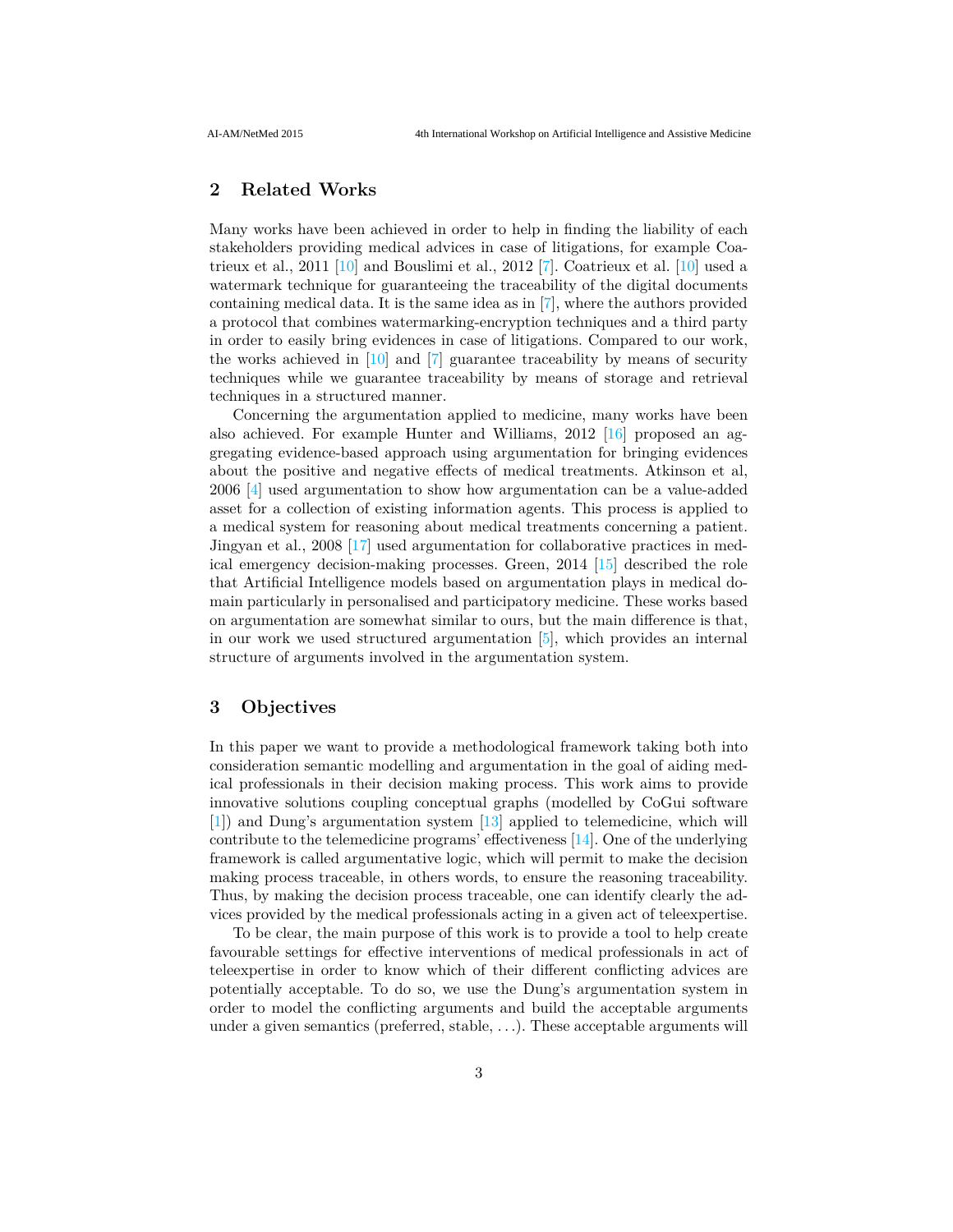## 2 Related Works

Many works have been achieved in order to help in finding the liability of each stakeholders providing medical advices in case of litigations, for example Coatrieux et al., 2011 [10] and Bouslimi et al., 2012 [7]. Coatrieux et al. [10] used a watermark technique for guaranteeing the traceability of the digital documents containing medical data. It is the same idea as in [7], where the authors provided a protocol that combines watermarking-encryption techniques and a third party in order to easily bring evidences in case of litigations. Compared to our work, the works achieved in [10] and [7] guarantee traceability by means of security techniques while we guarantee traceability by means of storage and retrieval techniques in a structured manner.

Concerning the argumentation applied to medicine, many works have been also achieved. For example Hunter and Williams, 2012 [16] proposed an aggregating evidence-based approach using argumentation for bringing evidences about the positive and negative effects of medical treatments. Atkinson et al, 2006 [4] used argumentation to show how argumentation can be a value-added asset for a collection of existing information agents. This process is applied to a medical system for reasoning about medical treatments concerning a patient. Jingyan et al., 2008 [17] used argumentation for collaborative practices in medical emergency decision-making processes. Green, 2014 [15] described the role that Artificial Intelligence models based on argumentation plays in medical domain particularly in personalised and participatory medicine. These works based on argumentation are somewhat similar to ours, but the main difference is that, in our work we used structured argumentation [5], which provides an internal structure of arguments involved in the argumentation system.

## 3 Objectives

In this paper we want to provide a methodological framework taking both into consideration semantic modelling and argumentation in the goal of aiding medical professionals in their decision making process. This work aims to provide innovative solutions coupling conceptual graphs (modelled by CoGui software [1]) and Dung's argumentation system [13] applied to telemedicine, which will contribute to the telemedicine programs' effectiveness [14]. One of the underlying framework is called argumentative logic, which will permit to make the decision making process traceable, in others words, to ensure the reasoning traceability. Thus, by making the decision process traceable, one can identify clearly the advices provided by the medical professionals acting in a given act of teleexpertise.

To be clear, the main purpose of this work is to provide a tool to help create favourable settings for effective interventions of medical professionals in act of teleexpertise in order to know which of their different conflicting advices are potentially acceptable. To do so, we use the Dung's argumentation system in order to model the conflicting arguments and build the acceptable arguments under a given semantics (preferred, stable, ...). These acceptable arguments will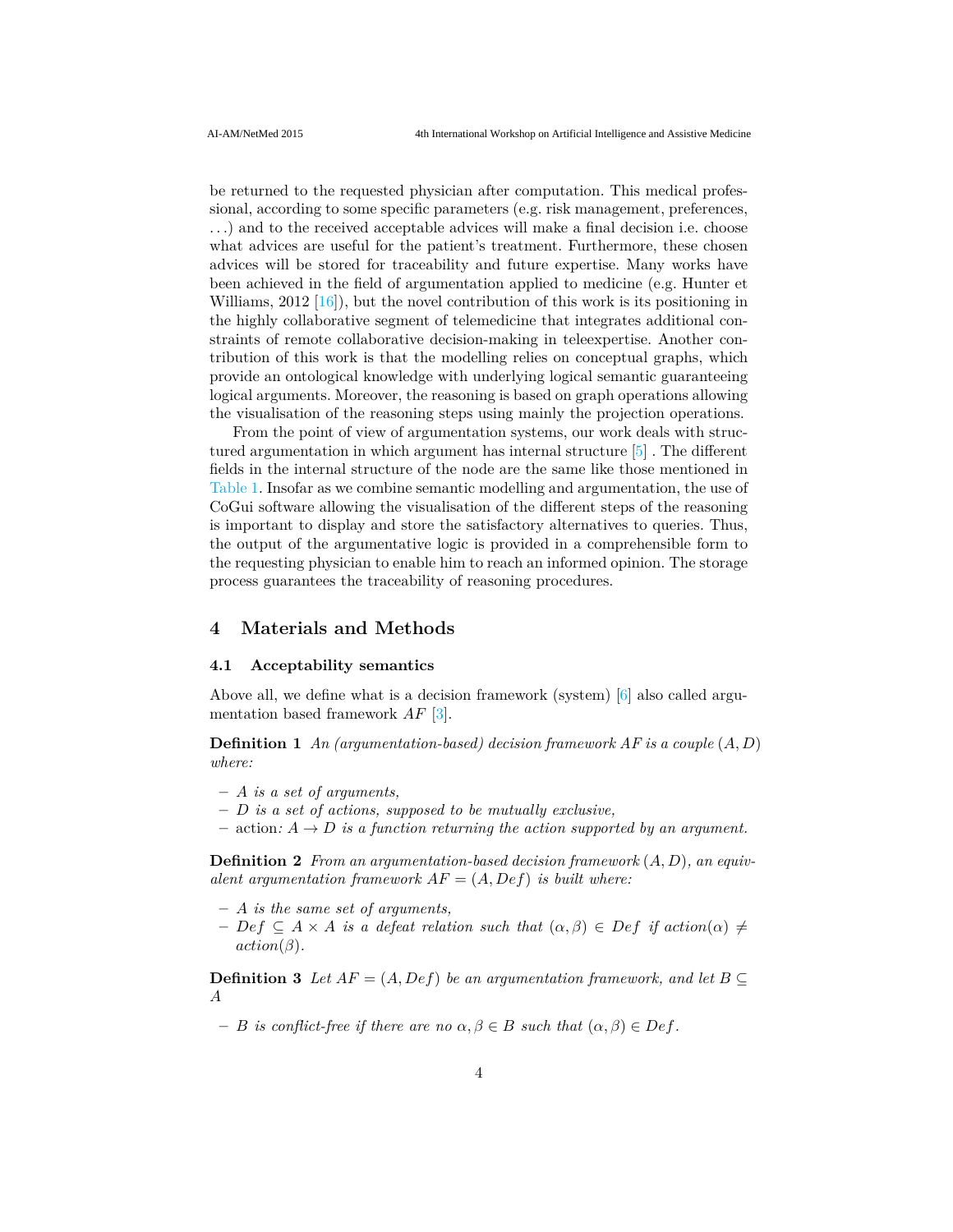be returned to the requested physician after computation. This medical professional, according to some specific parameters (e.g. risk management, preferences, ...) and to the received acceptable advices will make a final decision i.e. choose what advices are useful for the patient's treatment. Furthermore, these chosen advices will be stored for traceability and future expertise. Many works have been achieved in the field of argumentation applied to medicine (e.g. Hunter et Williams, 2012 [16]), but the novel contribution of this work is its positioning in the highly collaborative segment of telemedicine that integrates additional constraints of remote collaborative decision-making in teleexpertise. Another contribution of this work is that the modelling relies on conceptual graphs, which provide an ontological knowledge with underlying logical semantic guaranteeing logical arguments. Moreover, the reasoning is based on graph operations allowing the visualisation of the reasoning steps using mainly the projection operations.

From the point of view of argumentation systems, our work deals with structured argumentation in which argument has internal structure [5] . The different fields in the internal structure of the node are the same like those mentioned in Table 1. Insofar as we combine semantic modelling and argumentation, the use of CoGui software allowing the visualisation of the different steps of the reasoning is important to display and store the satisfactory alternatives to queries. Thus, the output of the argumentative logic is provided in a comprehensible form to the requesting physician to enable him to reach an informed opinion. The storage process guarantees the traceability of reasoning procedures.

## 4 Materials and Methods

### 4.1 Acceptability semantics

Above all, we define what is a decision framework (system) [6] also called argumentation based framework $AF$ [3].

**Definition 1** *An (argumentation-based) decision framework $AF$ is a couple $(A, D)$ where:*

- *$A$ is a set of arguments,*
- *$D$ is a set of actions, supposed to be mutually exclusive,*
- action*: $A \rightarrow D$ is a function returning the action supported by an argument.*

**Definition 2** *From an argumentation-based decision framework $(A, D)$, an equivalent argumentation framework $AF = (A, Def)$ is built where:*

- *$A$ is the same set of arguments,*
- *$Def \subseteq A \times A$ is a defeat relation such that $(\alpha, \beta) \in Def$ if $action(\alpha) \neq action(\beta)$.*

**Definition 3** *Let $AF = (A, Def)$ be an argumentation framework, and let $B \subseteq A$*

- *$B$ is conflict-free if there are no $\alpha, \beta \in B$ such that $(\alpha, \beta) \in Def$.*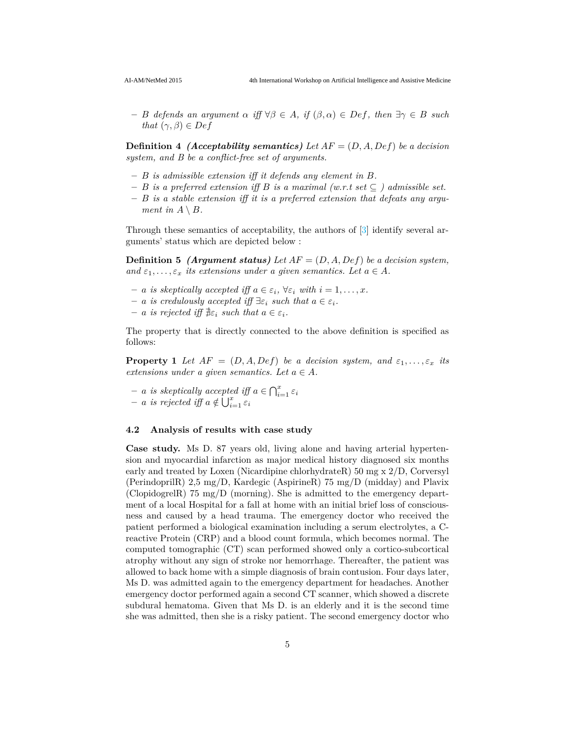- *B defends an argument $\alpha$ iff $\forall \beta \in A$, if $(\beta, \alpha) \in Def$, then $\exists \gamma \in B$ such that $(\gamma, \beta) \in Def$*

**Definition 4** ***(Acceptability semantics)*** *Let $AF = (D, A, Def)$ be a decision system, and B be a conflict-free set of arguments.*

- *B is admissible extension iff it defends any element in B.*
- *B is a preferred extension iff B is a maximal (w.r.t set $\subseteq$ ) admissible set.*
- *B is a stable extension iff it is a preferred extension that defeats any argument in $A \setminus B$.*

Through these semantics of acceptability, the authors of [3] identify several arguments' status which are depicted below :

**Definition 5** ***(Argument status)*** *Let $AF = (D, A, Def)$ be a decision system, and $\varepsilon_1, \ldots, \varepsilon_x$ its extensions under a given semantics. Let $a \in A$.*

- *$a$ is skeptically accepted iff $a \in \varepsilon_i$, $\forall \varepsilon_i$ with $i = 1, \ldots, x$.*
- *$a$ is credulously accepted iff $\exists \varepsilon_i$ such that $a \in \varepsilon_i$.*
- *$a$ is rejected iff $\nexists \varepsilon_i$ such that $a \in \varepsilon_i$.*

The property that is directly connected to the above definition is specified as follows:

**Property 1** *Let $AF = (D, A, Def)$ be a decision system, and $\varepsilon_1, \ldots, \varepsilon_x$ its extensions under a given semantics. Let $a \in A$.*

- *$a$ is skeptically accepted iff $a \in \bigcap_{i=1}^{x} \varepsilon_i$*
- *$a$ is rejected iff $a \notin \bigcup_{i=1}^{x} \varepsilon_i$*

### 4.2 Analysis of results with case study

**Case study.** Ms D. 87 years old, living alone and having arterial hypertension and myocardial infarction as major medical history diagnosed six months early and treated by Loxen (Nicardipine chlorhydrateR) 50 mg x 2/D, Corversyl (PerindoprilR) 2,5 mg/D, Kardegic (AspirineR) 75 mg/D (midday) and Plavix (ClopidogrelR) 75 mg/D (morning). She is admitted to the emergency department of a local Hospital for a fall at home with an initial brief loss of consciousness and caused by a head trauma. The emergency doctor who received the patient performed a biological examination including a serum electrolytes, a C-reactive Protein (CRP) and a blood count formula, which becomes normal. The computed tomographic (CT) scan performed showed only a cortico-subcortical atrophy without any sign of stroke nor hemorrhage. Thereafter, the patient was allowed to back home with a simple diagnosis of brain contusion. Four days later, Ms D. was admitted again to the emergency department for headaches. Another emergency doctor performed again a second CT scanner, which showed a discrete subdural hematoma. Given that Ms D. is an elderly and it is the second time she was admitted, then she is a risky patient. The second emergency doctor who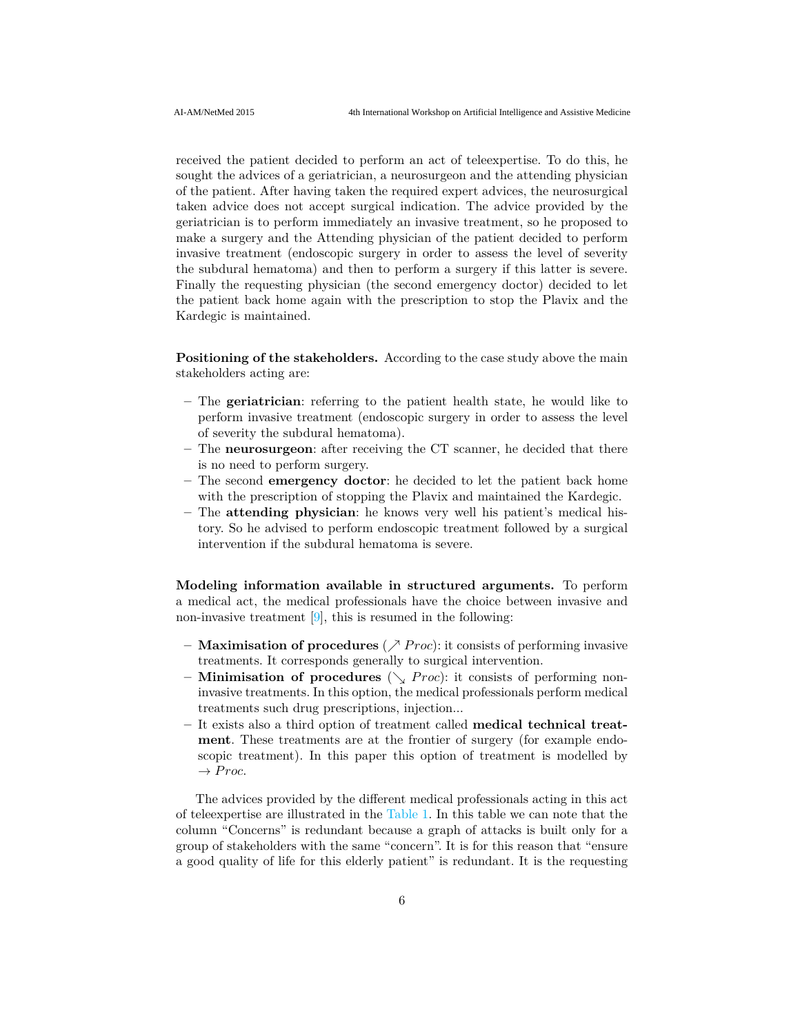received the patient decided to perform an act of teleexpertise. To do this, he sought the advices of a geriatrician, a neurosurgeon and the attending physician of the patient. After having taken the required expert advices, the neurosurgical taken advice does not accept surgical indication. The advice provided by the geriatrician is to perform immediately an invasive treatment, so he proposed to make a surgery and the Attending physician of the patient decided to perform invasive treatment (endoscopic surgery in order to assess the level of severity the subdural hematoma) and then to perform a surgery if this latter is severe. Finally the requesting physician (the second emergency doctor) decided to let the patient back home again with the prescription to stop the Plavix and the Kardegic is maintained.

**Positioning of the stakeholders.** According to the case study above the main stakeholders acting are:

- The **geriatrician**: referring to the patient health state, he would like to perform invasive treatment (endoscopic surgery in order to assess the level of severity the subdural hematoma).
- The **neurosurgeon**: after receiving the CT scanner, he decided that there is no need to perform surgery.
- The second **emergency doctor**: he decided to let the patient back home with the prescription of stopping the Plavix and maintained the Kardegic.
- The **attending physician**: he knows very well his patient's medical history. So he advised to perform endoscopic treatment followed by a surgical intervention if the subdural hematoma is severe.

**Modeling information available in structured arguments.** To perform a medical act, the medical professionals have the choice between invasive and non-invasive treatment [9], this is resumed in the following:

- **Maximisation of procedures** ($\nearrow Proc$): it consists of performing invasive treatments. It corresponds generally to surgical intervention.
- **Minimisation of procedures** ($\searrow Proc$): it consists of performing non-invasive treatments. In this option, the medical professionals perform medical treatments such drug prescriptions, injection...
- It exists also a third option of treatment called **medical technical treatment**. These treatments are at the frontier of surgery (for example endoscopic treatment). In this paper this option of treatment is modelled by $\rightarrow Proc$.

The advices provided by the different medical professionals acting in this act of teleexpertise are illustrated in the Table 1. In this table we can note that the column "Concerns" is redundant because a graph of attacks is built only for a group of stakeholders with the same "concern". It is for this reason that "ensure a good quality of life for this elderly patient" is redundant. It is the requesting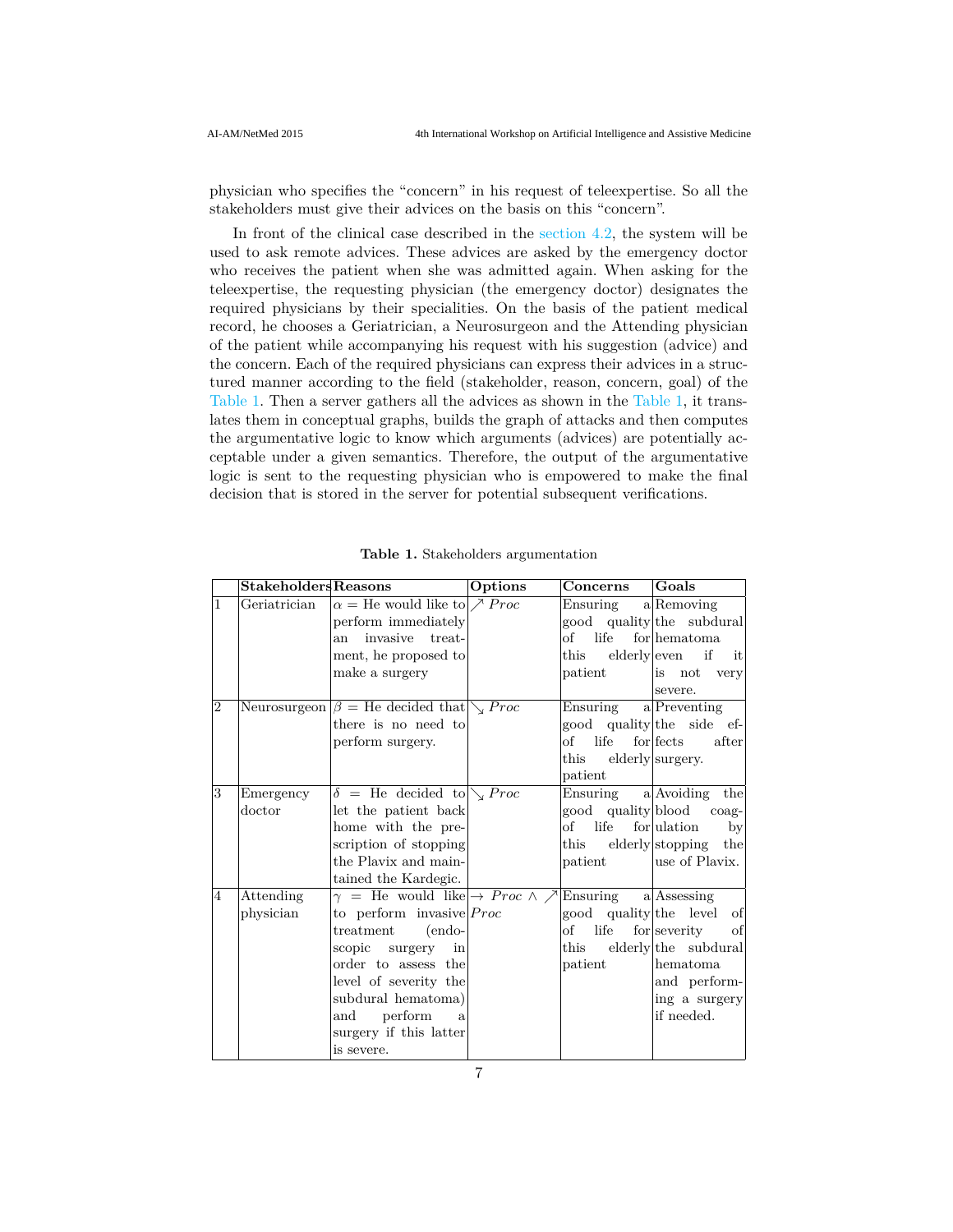physician who specifies the "concern" in his request of teleexpertise. So all the stakeholders must give their advices on the basis on this "concern".

In front of the clinical case described in the section 4.2, the system will be used to ask remote advices. These advices are asked by the emergency doctor who receives the patient when she was admitted again. When asking for the teleexpertise, the requesting physician (the emergency doctor) designates the required physicians by their specialities. On the basis of the patient medical record, he chooses a Geriatrician, a Neurosurgeon and the Attending physician of the patient while accompanying his request with his suggestion (advice) and the concern. Each of the required physicians can express their advices in a structured manner according to the field (stakeholder, reason, concern, goal) of the Table 1. Then a server gathers all the advices as shown in the Table 1, it translates them in conceptual graphs, builds the graph of attacks and then computes the argumentative logic to know which arguments (advices) are potentially acceptable under a given semantics. Therefore, the output of the argumentative logic is sent to the requesting physician who is empowered to make the final decision that is stored in the server for potential subsequent verifications.

**Table 1.** Stakeholders argumentation

| | **Stakeholders** | **Reasons** | **Options** | **Concerns** | **Goals** |
|---|---|---|---|---|---|
| 1 | Geriatrician | $\alpha$ = He would like to perform immediately an invasive treatment, he proposed to make a surgery | $\nearrow$ *Proc* | Ensuring a good quality of life for this elderly patient | Removing the subdural hematoma even if it is not very severe. |
| 2 | Neurosurgeon | $\beta$ = He decided that there is no need to perform surgery. | $\searrow$ *Proc* | Ensuring a good quality of life for this elderly patient | Preventing the side effects after surgery. |
| 3 | Emergency doctor | $\delta$ = He decided to let the patient back home with the prescription of stopping the Plavix and maintained the Kardegic. | $\searrow$ *Proc* | Ensuring a good quality of life for this elderly patient | Avoiding the blood coagulation by stopping the use of Plavix. |
| 4 | Attending physician | $\gamma$ = He would like to perform invasive treatment (endoscopic surgery in order to assess the level of severity the subdural hematoma) and perform a surgery if this latter is severe. | $\rightarrow$ *Proc* $\wedge$ $\nearrow$ *Proc* | Ensuring a good quality of life for this elderly patient | Assessing the level of severity of the subdural hematoma and performing a surgery if needed. |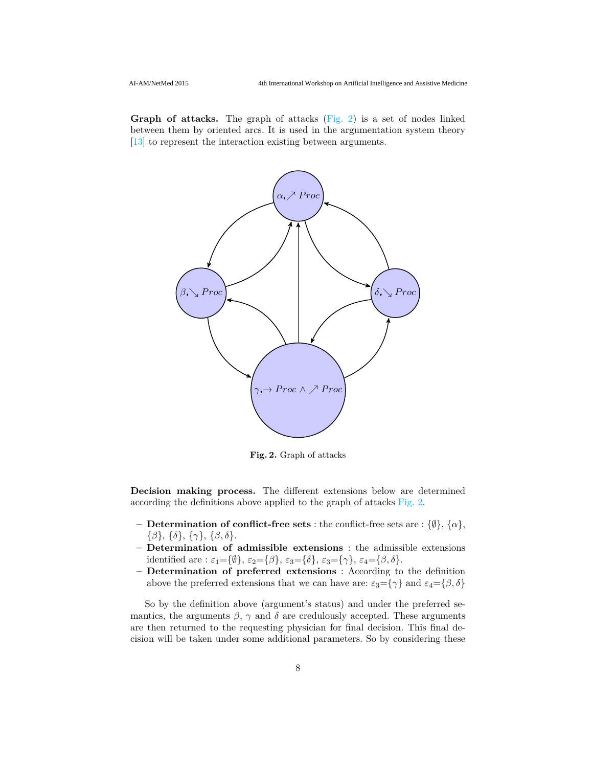**Graph of attacks.** The graph of attacks (Fig. 2) is a set of nodes linked between them by oriented arcs. It is used in the argumentation system theory [13] to represent the interaction existing between arguments.

**Fig. 2.** Graph of attacks

**Decision making process.** The different extensions below are determined according the definitions above applied to the graph of attacks Fig. 2.

- **Determination of conflict-free sets** : the conflict-free sets are : $\{\emptyset\}$, $\{\alpha\}$, $\{\beta\}$, $\{\delta\}$, $\{\gamma\}$, $\{\beta, \delta\}$.
- **Determination of admissible extensions** : the admissible extensions identified are : $\varepsilon_1$=$\{\emptyset\}$, $\varepsilon_2$=$\{\beta\}$, $\varepsilon_3$=$\{\delta\}$, $\varepsilon_3$=$\{\gamma\}$, $\varepsilon_4$=$\{\beta, \delta\}$.
- **Determination of preferred extensions** : According to the definition above the preferred extensions that we can have are: $\varepsilon_3$=$\{\gamma\}$ and $\varepsilon_4$=$\{\beta, \delta\}$

So by the definition above (argument's status) and under the preferred semantics, the arguments $\beta$, $\gamma$ and $\delta$ are credulously accepted. These arguments are then returned to the requesting physician for final decision. This final decision will be taken under some additional parameters. So by considering these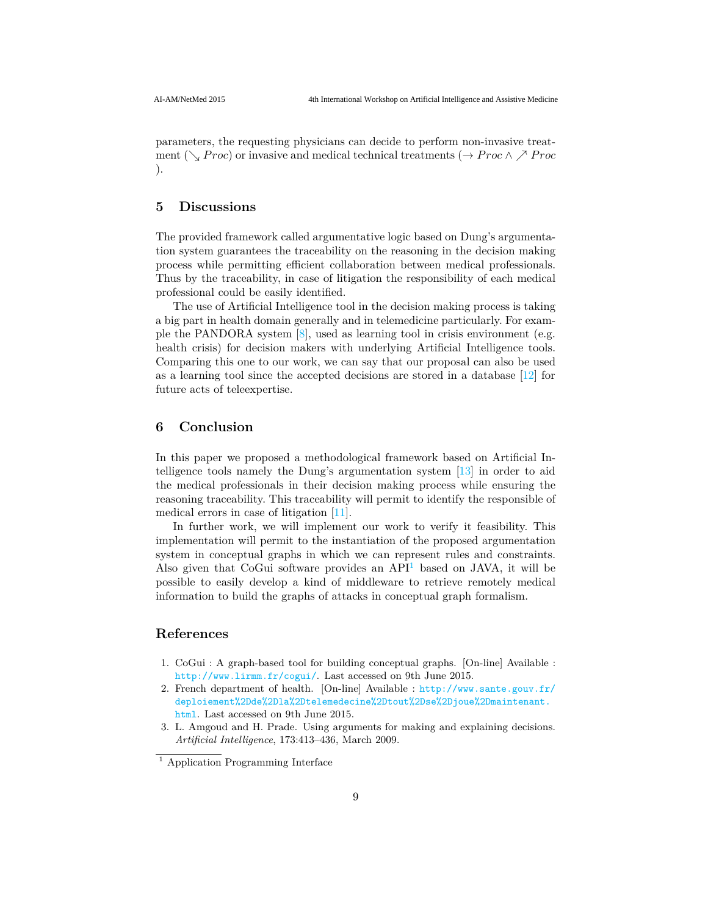parameters, the requesting physicians can decide to perform non-invasive treatment ($\searrow Proc$) or invasive and medical technical treatments ($\rightarrow Proc \wedge \nearrow Proc$ ).

## 5 Discussions

The provided framework called argumentative logic based on Dung's argumentation system guarantees the traceability on the reasoning in the decision making process while permitting efficient collaboration between medical professionals. Thus by the traceability, in case of litigation the responsibility of each medical professional could be easily identified.

The use of Artificial Intelligence tool in the decision making process is taking a big part in health domain generally and in telemedicine particularly. For example the PANDORA system [8], used as learning tool in crisis environment (e.g. health crisis) for decision makers with underlying Artificial Intelligence tools. Comparing this one to our work, we can say that our proposal can also be used as a learning tool since the accepted decisions are stored in a database [12] for future acts of teleexpertise.

## 6 Conclusion

In this paper we proposed a methodological framework based on Artificial Intelligence tools namely the Dung's argumentation system [13] in order to aid the medical professionals in their decision making process while ensuring the reasoning traceability. This traceability will permit to identify the responsible of medical errors in case of litigation [11].

In further work, we will implement our work to verify it feasibility. This implementation will permit to the instantiation of the proposed argumentation system in conceptual graphs in which we can represent rules and constraints. Also given that CoGui software provides an API[1] based on JAVA, it will be possible to easily develop a kind of middleware to retrieve remotely medical information to build the graphs of attacks in conceptual graph formalism.

## References

1. CoGui : A graph-based tool for building conceptual graphs. [On-line] Available : http://www.lirmm.fr/cogui/. Last accessed on 9th June 2015.
2. French department of health. [On-line] Available : http://www.sante.gouv.fr/deploiement%2Dde%2Dla%2Dtelemedecine%2Dtout%2Dse%2Djoue%2Dmaintenant.html. Last accessed on 9th June 2015.
3. L. Amgoud and H. Prade. Using arguments for making and explaining decisions. *Artificial Intelligence*, 173:413–436, March 2009.

[1] Application Programming Interface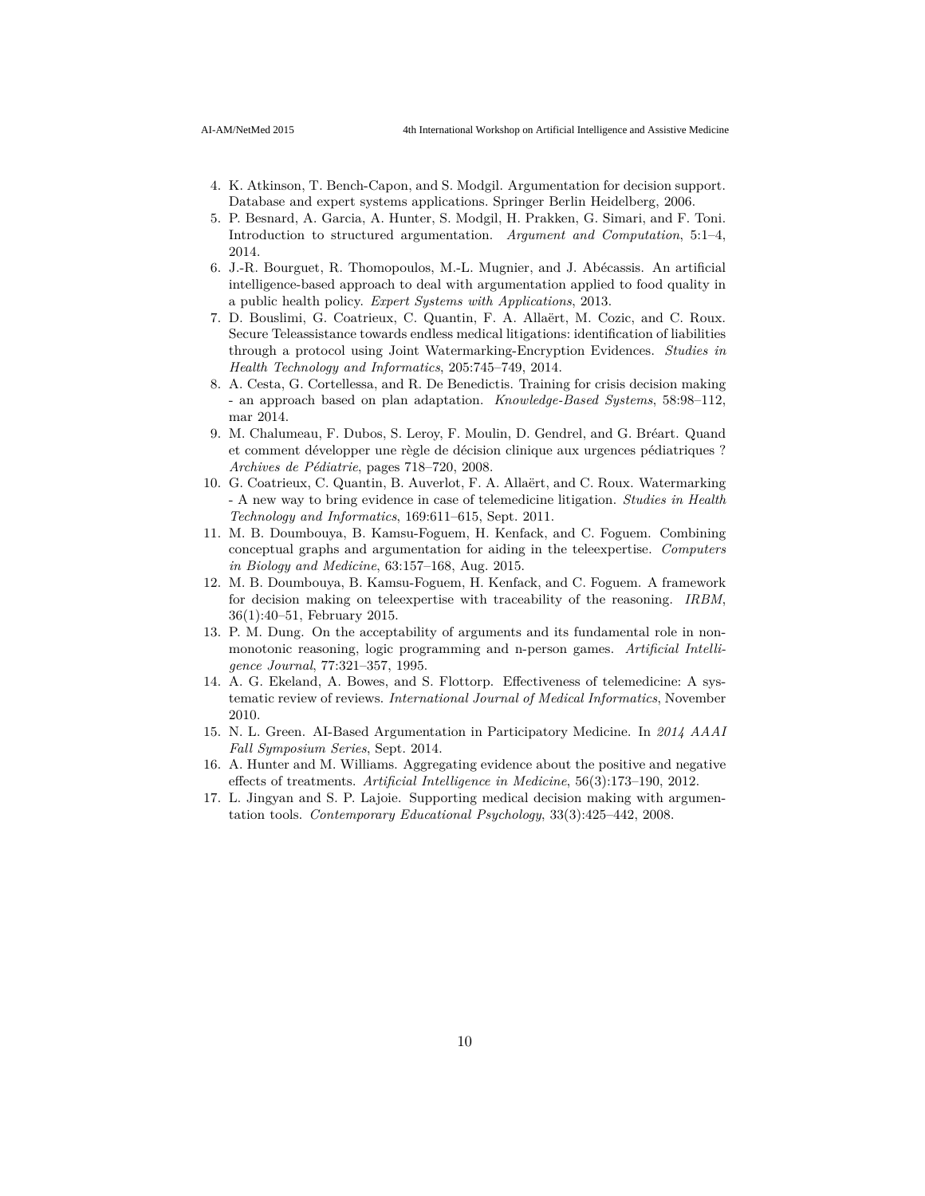4. K. Atkinson, T. Bench-Capon, and S. Modgil. Argumentation for decision support. Database and expert systems applications. Springer Berlin Heidelberg, 2006.
5. P. Besnard, A. Garcia, A. Hunter, S. Modgil, H. Prakken, G. Simari, and F. Toni. Introduction to structured argumentation. *Argument and Computation*, 5:1–4, 2014.
6. J.-R. Bourguet, R. Thomopoulos, M.-L. Mugnier, and J. Abécassis. An artificial intelligence-based approach to deal with argumentation applied to food quality in a public health policy. *Expert Systems with Applications*, 2013.
7. D. Bouslimi, G. Coatrieux, C. Quantin, F. A. Allaërt, M. Cozic, and C. Roux. Secure Teleassistance towards endless medical litigations: identification of liabilities through a protocol using Joint Watermarking-Encryption Evidences. *Studies in Health Technology and Informatics*, 205:745–749, 2014.
8. A. Cesta, G. Cortellessa, and R. De Benedictis. Training for crisis decision making - an approach based on plan adaptation. *Knowledge-Based Systems*, 58:98–112, mar 2014.
9. M. Chalumeau, F. Dubos, S. Leroy, F. Moulin, D. Gendrel, and G. Bréart. Quand et comment développer une règle de décision clinique aux urgences pédiatriques ? *Archives de Pédiatrie*, pages 718–720, 2008.
10. G. Coatrieux, C. Quantin, B. Auverlot, F. A. Allaërt, and C. Roux. Watermarking - A new way to bring evidence in case of telemedicine litigation. *Studies in Health Technology and Informatics*, 169:611–615, Sept. 2011.
11. M. B. Doumbouya, B. Kamsu-Foguem, H. Kenfack, and C. Foguem. Combining conceptual graphs and argumentation for aiding in the teleexpertise. *Computers in Biology and Medicine*, 63:157–168, Aug. 2015.
12. M. B. Doumbouya, B. Kamsu-Foguem, H. Kenfack, and C. Foguem. A framework for decision making on teleexpertise with traceability of the reasoning. *IRBM*, 36(1):40–51, February 2015.
13. P. M. Dung. On the acceptability of arguments and its fundamental role in nonmonotonic reasoning, logic programming and n-person games. *Artificial Intelligence Journal*, 77:321–357, 1995.
14. A. G. Ekeland, A. Bowes, and S. Flottorp. Effectiveness of telemedicine: A systematic review of reviews. *International Journal of Medical Informatics*, November 2010.
15. N. L. Green. AI-Based Argumentation in Participatory Medicine. In *2014 AAAI Fall Symposium Series*, Sept. 2014.
16. A. Hunter and M. Williams. Aggregating evidence about the positive and negative effects of treatments. *Artificial Intelligence in Medicine*, 56(3):173–190, 2012.
17. L. Jingyan and S. P. Lajoie. Supporting medical decision making with argumentation tools. *Contemporary Educational Psychology*, 33(3):425–442, 2008.